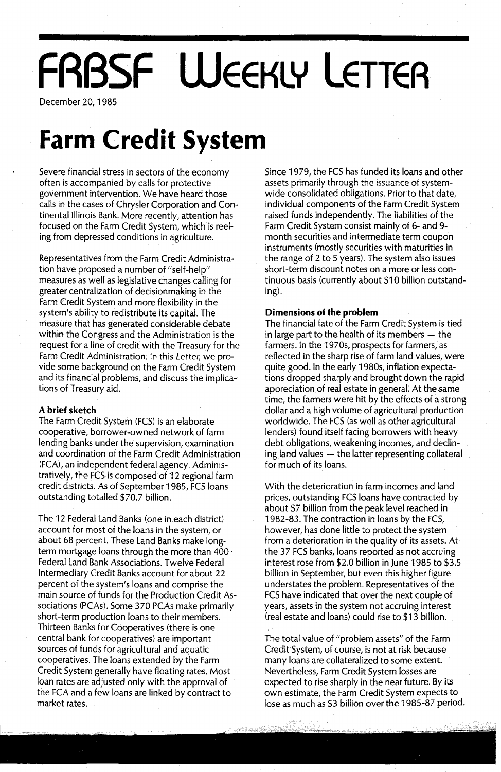# FRBSF Weekly Letter

December 20, 1985

# Farm Credit System

Severe financial stress in sectors of the economy often is accompanied by calls for protective government intervention. We have heard those calls in the cases of Chrysler Corporation and Continental Illinois Bank. More recently, attention has focused on the Farm Credit System, which is reeling from depressed conditions in agriculture.

Representatives from the Farm Credit Administration have proposed a number of "self-help" measures as well as legislative changes calling for greater centralization of decisionmaking in the Farm Credit System and more flexibility in the system's ability to redistribute its capital. The measure that has generated considerable debate within the Congress and the Administration is the request for a line of credit with the Treasury for the Farm Credit Administration. In this *Letter*, we provide some background on the Farm Credit System and its financial problems, and discuss the implications of Treasury aid.

### A brief sketch

The Farm Credit System (FCS) is an elaborate cooperative, borrower-owned network of farm lending banks under the supervision, examination and coordination of the Farm Credit Administration (FCA), an independent federal agency. Administratively, the FCS is composed of 12 regional farm credit districts. As of September 1985, FCS loans outstanding totalled $70.7 billion.

The 12 Federal Land Banks (one in each district) account for most of the loans in the system, or about 68 percent. These Land Banks make long-term mortgage loans through the more than 400 Federal Land Bank Associations. Twelve Federal Intermediary Credit Banks account for about 22 percent of the system's loans and comprise the main source of funds for the Production Credit Associations (PCAs). Some 370 PCAs make primarily short-term production loans to their members. Thirteen Banks for Cooperatives (there is one central bank for cooperatives) are important sources of funds for agricultural and aquatic cooperatives. The loans extended by the Farm Credit System generally have floating rates. Most loan rates are adjusted only with the approval of the FCA and a few loans are linked by contract to market rates.

Since 1979, the FCS has funded its loans and other assets primarily through the issuance of system-wide consolidated obligations. Prior to that date, individual components of the Farm Credit System raised funds independently. The liabilities of the Farm Credit System consist mainly of 6- and 9-month securities and intermediate term coupon instruments (mostly securities with maturities in the range of 2 to 5 years). The system also issues short-term discount notes on a more or less continuous basis (currently about $10 billion outstanding).

### Dimensions of the problem

The financial fate of the Farm Credit System is tied in large part to the health of its members — the farmers. In the 1970s, prospects for farmers, as reflected in the sharp rise of farm land values, were quite good. In the early 1980s, inflation expectations dropped sharply and brought down the rapid appreciation of real estate in general. At the same time, the farmers were hit by the effects of a strong dollar and a high volume of agricultural production worldwide. The FCS (as well as other agricultural lenders) found itself facing borrowers with heavy debt obligations, weakening incomes, and declining land values — the latter representing collateral for much of its loans.

With the deterioration in farm incomes and land prices, outstanding FCS loans have contracted by about $7 billion from the peak level reached in 1982-83. The contraction in loans by the FCS, however, has done little to protect the system from a deterioration in the quality of its assets. At the 37 FCS banks, loans reported as not accruing interest rose from $2.0 billion in June 1985 to $3.5 billion in September, but even this higher figure understates the problem. Representatives of the FCS have indicated that over the next couple of years, assets in the system not accruing interest (real estate and loans) could rise to $13 billion.

The total value of "problem assets" of the Farm Credit System, of course, is not at risk because many loans are collateralized to some extent. Nevertheless, Farm Credit System losses are expected to rise sharply in the near future. By its own estimate, the Farm Credit System expects to lose as much as $3 billion over the 1985-87 period.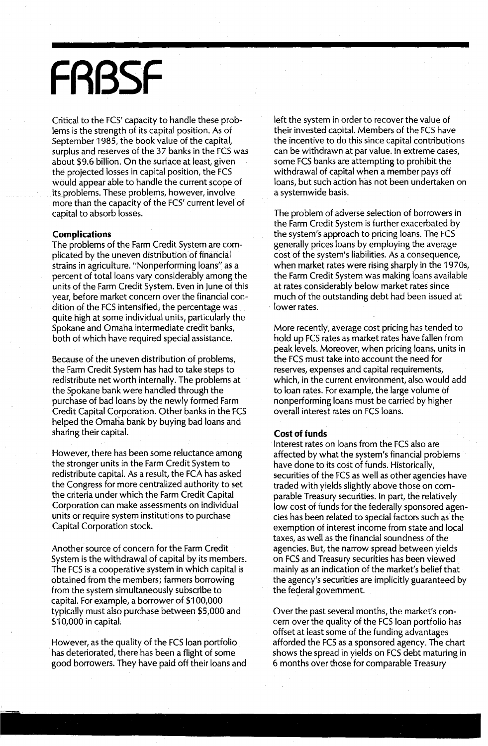Critical to the FCS' capacity to handle these problems is the strength of its capital position. As of September 1985, the book value of the capital, surplus and reserves of the 37 banks in the FCS was about $9.6 billion. On the surface at least, given the projected losses in capital position, the FCS would appear able to handle the current scope of its problems. These problems, however, involve more than the capacity of the FCS' current level of capital to absorb losses.

**Complications**

The problems of the Farm Credit System are complicated by the uneven distribution of financial strains in agriculture. "Nonperforming loans" as a percent of total loans vary considerably among the units of the Farm Credit System. Even in June of this year, before market concern over the financial condition of the FCS intensified, the percentage was quite high at some individual units, particularly the Spokane and Omaha intermediate credit banks, both of which have required special assistance.

Because of the uneven distribution of problems, the Farm Credit System has had to take steps to redistribute net worth internally. The problems at the Spokane bank were handled through the purchase of bad loans by the newly formed Farm Credit Capital Corporation. Other banks in the FCS helped the Omaha bank by buying bad loans and sharing their capital.

However, there has been some reluctance among the stronger units in the Farm Credit System to redistribute capital. As a result, the FCA has asked the Congress for more centralized authority to set the criteria under which the Farm Credit Capital Corporation can make assessments on individual units or require system institutions to purchase Capital Corporation stock.

Another source of concern for the Farm Credit System is the withdrawal of capital by its members. The FCS is a cooperative system in which capital is obtained from the members; farmers borrowing from the system simultaneously subscribe to capital. For example, a borrower of $100,000 typically must also purchase between $5,000 and $10,000 in capital.

However, as the quality of the FCS loan portfolio has deteriorated, there has been a flight of some good borrowers. They have paid off their loans and left the system in order to recover the value of their invested capital. Members of the FCS have the incentive to do this since capital contributions can be withdrawn at par value. In extreme cases, some FCS banks are attempting to prohibit the withdrawal of capital when a member pays off loans, but such action has not been undertaken on a systemwide basis.

The problem of adverse selection of borrowers in the Farm Credit System is further exacerbated by the system's approach to pricing loans. The FCS generally prices loans by employing the average cost of the system's liabilities. As a consequence, when market rates were rising sharply in the 1970s, the Farm Credit System was making loans available at rates considerably below market rates since much of the outstanding debt had been issued at lower rates.

More recently, average cost pricing has tended to hold up FCS rates as market rates have fallen from peak levels. Moreover, when pricing loans, units in the FCS must take into account the need for reserves, expenses and capital requirements, which, in the current environment, also would add to loan rates. For example, the large volume of nonperforming loans must be carried by higher overall interest rates on FCS loans.

**Cost of funds**

Interest rates on loans from the FCS also are affected by what the system's financial problems have done to its cost of funds. Historically, securities of the FCS as well as other agencies have traded with yields slightly above those on comparable Treasury securities. In part, the relatively low cost of funds for the federally sponsored agencies has been related to special factors such as the exemption of interest income from state and local taxes, as well as the financial soundness of the agencies. But, the narrow spread between yields on FCS and Treasury securities has been viewed mainly as an indication of the market's belief that the agency's securities are implicitly guaranteed by the federal government.

Over the past several months, the market's concern over the quality of the FCS loan portfolio has offset at least some of the funding advantages afforded the FCS as a sponsored agency. The chart shows the spread in yields on FCS debt maturing in 6 months over those for comparable Treasury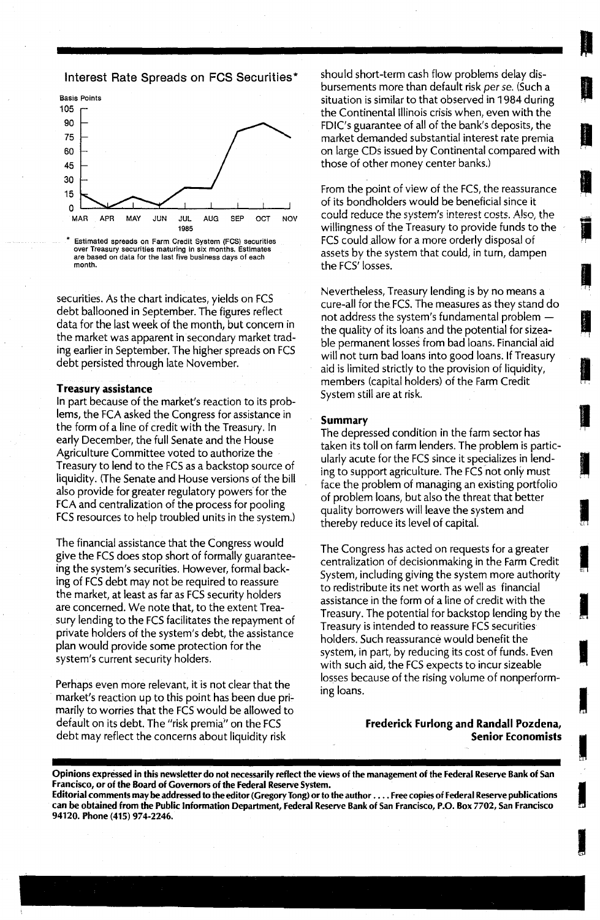### Interest Rate Spreads on FCS Securities*

\* Estimated spreads on Farm Credit System (FCS) securities over Treasury securities maturing in six months. Estimates are based on data for the last five business days of each month.

securities. As the chart indicates, yields on FCS debt ballooned in September. The figures reflect data for the last week of the month, but concern in the market was apparent in secondary market trading earlier in September. The higher spreads on FCS debt persisted through late November.

**Treasury assistance**

In part because of the market's reaction to its problems, the FCA asked the Congress for assistance in the form of a line of credit with the Treasury. In early December, the full Senate and the House Agriculture Committee voted to authorize the Treasury to lend to the FCS as a backstop source of liquidity. (The Senate and House versions of the bill also provide for greater regulatory powers for the FCA and centralization of the process for pooling FCS resources to help troubled units in the system.)

The financial assistance that the Congress would give the FCS does stop short of formally guaranteeing the system's securities. However, formal backing of FCS debt may not be required to reassure the market, at least as far as FCS security holders are concerned. We note that, to the extent Treasury lending to the FCS facilitates the repayment of private holders of the system's debt, the assistance plan would provide some protection for the system's current security holders.

Perhaps even more relevant, it is not clear that the market's reaction up to this point has been due primarily to worries that the FCS would be allowed to default on its debt. The "risk premia" on the FCS debt may reflect the concerns about liquidity risk should short-term cash flow problems delay disbursements more than default risk *per se*. (Such a situation is similar to that observed in 1984 during the Continental Illinois crisis when, even with the FDIC's guarantee of all of the bank's deposits, the market demanded substantial interest rate premia on large CDs issued by Continental compared with those of other money center banks.)

From the point of view of the FCS, the reassurance of its bondholders would be beneficial since it could reduce the system's interest costs. Also, the willingness of the Treasury to provide funds to the FCS could allow for a more orderly disposal of assets by the system that could, in turn, dampen the FCS' losses.

Nevertheless, Treasury lending is by no means a cure-all for the FCS. The measures as they stand do not address the system's fundamental problem — the quality of its loans and the potential for sizeable permanent losses from bad loans. Financial aid will not turn bad loans into good loans. If Treasury aid is limited strictly to the provision of liquidity, members (capital holders) of the Farm Credit System still are at risk.

**Summary**

The depressed condition in the farm sector has taken its toll on farm lenders. The problem is particularly acute for the FCS since it specializes in lending to support agriculture. The FCS not only must face the problem of managing an existing portfolio of problem loans, but also the threat that better quality borrowers will leave the system and thereby reduce its level of capital.

The Congress has acted on requests for a greater centralization of decisionmaking in the Farm Credit System, including giving the system more authority to redistribute its net worth as well as financial assistance in the form of a line of credit with the Treasury. The potential for backstop lending by the Treasury is intended to reassure FCS securities holders. Such reassurance would benefit the system, in part, by reducing its cost of funds. Even with such aid, the FCS expects to incur sizeable losses because of the rising volume of nonperforming loans.

**Frederick Furlong and Randall Pozdena, Senior Economists**

**Opinions expressed in this newsletter do not necessarily reflect the views of the management of the Federal Reserve Bank of San Francisco, or of the Board of Governors of the Federal Reserve System.**

**Editorial comments may be addressed to the editor (Gregory Tong) or to the author . . . . Free copies of Federal Reserve publications can be obtained from the Public Information Department, Federal Reserve Bank of San Francisco, P.O. Box 7702, San Francisco 94120. Phone (415) 974-2246.**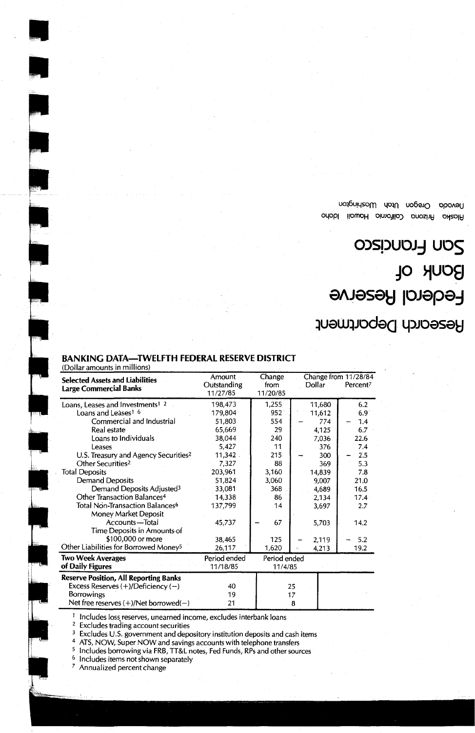Research Department

Federal Reserve

Bank of

San Francisco

Alaska Arizona California Hawaii Idaho

Nevada Oregon Utah Washington

## BANKING DATA—TWELFTH FEDERAL RESERVE DISTRICT

(Dollar amounts in millions)

| Selected Assets and Liabilities Large Commercial Banks | Amount Outstanding 11/27/85 | Change from 11/20/85 | Change from 11/28/84 Dollar | Percent[7] |
|---|---|---|---|---|
| Loans, Leases and Investments[1] [2] | 198,473 | 1,255 | 11,680 | 6.2 |
| Loans and Leases[1] [6] | 179,804 | 952 | 11,612 | 6.9 |
| Commercial and Industrial | 51,803 | 554 | − 774 | − 1.4 |
| Real estate | 65,669 | 29 | 4,125 | 6.7 |
| Loans to Individuals | 38,044 | 240 | 7,036 | 22.6 |
| Leases | 5,427 | 11 | 376 | 7.4 |
| U.S. Treasury and Agency Securities[2] | 11,342 | 215 | − 300 | − 2.5 |
| Other Securities[2] | 7,327 | 88 | 369 | 5.3 |
| Total Deposits | 203,961 | 3,160 | 14,839 | 7.8 |
| Demand Deposits | 51,824 | 3,060 | 9,007 | 21.0 |
| Demand Deposits Adjusted[3] | 33,081 | 368 | 4,689 | 16.5 |
| Other Transaction Balances[4] | 14,338 | 86 | 2,134 | 17.4 |
| Total Non-Transaction Balances[6] | 137,799 | 14 | 3,697 | 2.7 |
| Money Market Deposit Accounts—Total | 45,737 | − 67 | 5,703 | 14.2 |
| Time Deposits in Amounts of $100,000 or more | 38,465 | 125 | − 2,119 | − 5.2 |
| Other Liabilities for Borrowed Money[5] | 26,117 | 1,620 | 4,213 | 19.2 |

| Two Week Averages of Daily Figures | Period ended 11/18/85 | Period ended 11/4/85 |
|---|---|---|
| **Reserve Position, All Reporting Banks** | | |
| Excess Reserves (+)/Deficiency (−) | 40 | 25 |
| Borrowings | 19 | 17 |
| Net free reserves (+)/Net borrowed(−) | 21 | 8 |

[1] Includes loss reserves, unearned income, excludes interbank loans
[2] Excludes trading account securities
[3] Excludes U.S. government and depository institution deposits and cash items
[4] ATS, NOW, Super NOW and savings accounts with telephone transfers
[5] Includes borrowing via FRB, TT&L notes, Fed Funds, RPs and other sources
[6] Includes items not shown separately
[7] Annualized percent change